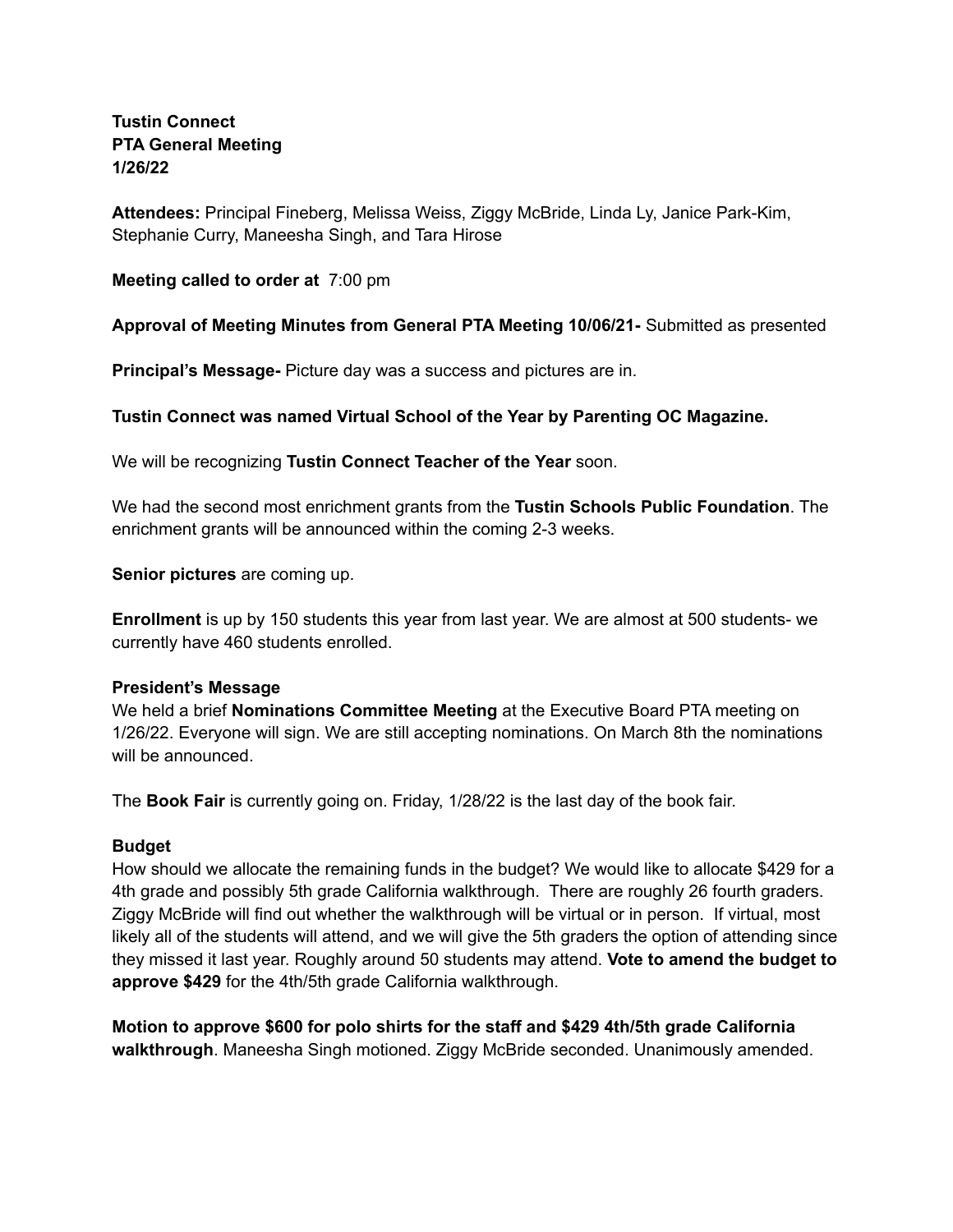**Tustin Connect**
**PTA General Meeting**
**1/26/22**

**Attendees:** Principal Fineberg, Melissa Weiss, Ziggy McBride, Linda Ly, Janice Park-Kim, Stephanie Curry, Maneesha Singh, and Tara Hirose

**Meeting called to order at** 7:00 pm

**Approval of Meeting Minutes from General PTA Meeting 10/06/21-** Submitted as presented

**Principal's Message-** Picture day was a success and pictures are in.

**Tustin Connect was named Virtual School of the Year by Parenting OC Magazine.**

We will be recognizing **Tustin Connect Teacher of the Year** soon.

We had the second most enrichment grants from the **Tustin Schools Public Foundation**. The enrichment grants will be announced within the coming 2-3 weeks.

**Senior pictures** are coming up.

**Enrollment** is up by 150 students this year from last year. We are almost at 500 students- we currently have 460 students enrolled.

**President's Message**

We held a brief **Nominations Committee Meeting** at the Executive Board PTA meeting on 1/26/22. Everyone will sign. We are still accepting nominations. On March 8th the nominations will be announced.

The **Book Fair** is currently going on. Friday, 1/28/22 is the last day of the book fair.

**Budget**

How should we allocate the remaining funds in the budget? We would like to allocate $429 for a 4th grade and possibly 5th grade California walkthrough. There are roughly 26 fourth graders. Ziggy McBride will find out whether the walkthrough will be virtual or in person. If virtual, most likely all of the students will attend, and we will give the 5th graders the option of attending since they missed it last year. Roughly around 50 students may attend. **Vote to amend the budget to approve $429** for the 4th/5th grade California walkthrough.

**Motion to approve $600 for polo shirts for the staff and $429 4th/5th grade California walkthrough**. Maneesha Singh motioned. Ziggy McBride seconded. Unanimously amended.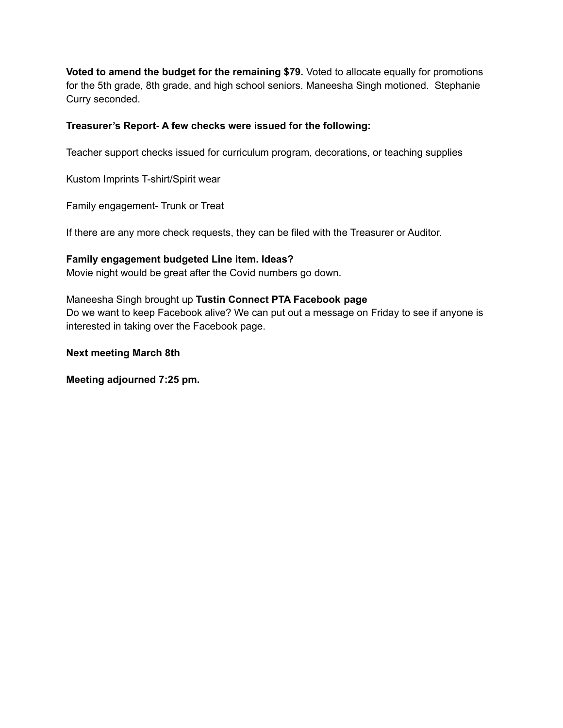**Voted to amend the budget for the remaining $79.** Voted to allocate equally for promotions for the 5th grade, 8th grade, and high school seniors. Maneesha Singh motioned. Stephanie Curry seconded.

**Treasurer's Report- A few checks were issued for the following:**

Teacher support checks issued for curriculum program, decorations, or teaching supplies

Kustom Imprints T-shirt/Spirit wear

Family engagement- Trunk or Treat

If there are any more check requests, they can be filed with the Treasurer or Auditor.

**Family engagement budgeted Line item. Ideas?**
Movie night would be great after the Covid numbers go down.

Maneesha Singh brought up **Tustin Connect PTA Facebook page**
Do we want to keep Facebook alive? We can put out a message on Friday to see if anyone is interested in taking over the Facebook page.

**Next meeting March 8th**

**Meeting adjourned 7:25 pm.**